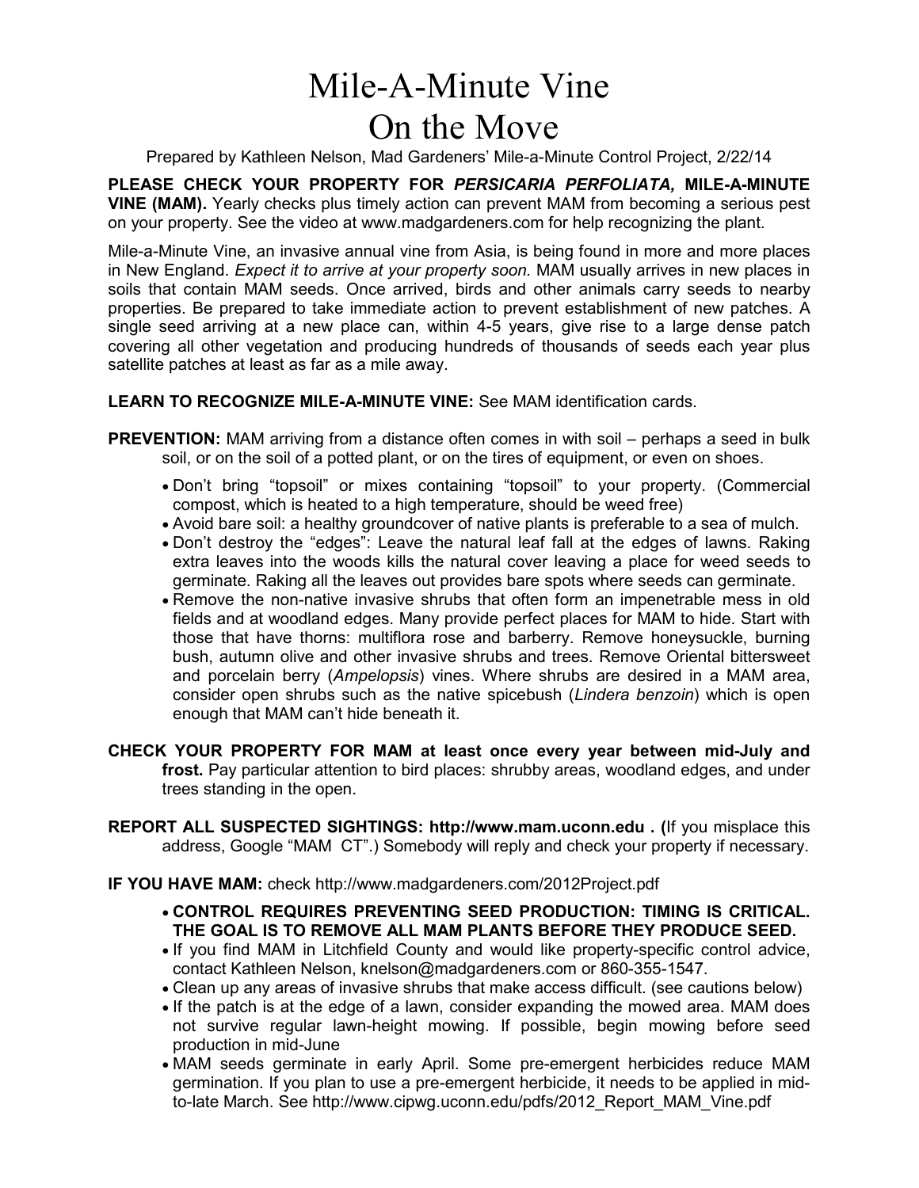# Mile-A-Minute Vine
# On the Move

Prepared by Kathleen Nelson, Mad Gardeners' Mile-a-Minute Control Project, 2/22/14

**PLEASE CHECK YOUR PROPERTY FOR *PERSICARIA PERFOLIATA,* MILE-A-MINUTE VINE (MAM).** Yearly checks plus timely action can prevent MAM from becoming a serious pest on your property. See the video at www.madgardeners.com for help recognizing the plant.

Mile-a-Minute Vine, an invasive annual vine from Asia, is being found in more and more places in New England. *Expect it to arrive at your property soon.* MAM usually arrives in new places in soils that contain MAM seeds. Once arrived, birds and other animals carry seeds to nearby properties. Be prepared to take immediate action to prevent establishment of new patches. A single seed arriving at a new place can, within 4-5 years, give rise to a large dense patch covering all other vegetation and producing hundreds of thousands of seeds each year plus satellite patches at least as far as a mile away.

**LEARN TO RECOGNIZE MILE-A-MINUTE VINE:** See MAM identification cards.

**PREVENTION:** MAM arriving from a distance often comes in with soil – perhaps a seed in bulk soil, or on the soil of a potted plant, or on the tires of equipment, or even on shoes.

- Don't bring "topsoil" or mixes containing "topsoil" to your property. (Commercial compost, which is heated to a high temperature, should be weed free)
- Avoid bare soil: a healthy groundcover of native plants is preferable to a sea of mulch.
- Don't destroy the "edges": Leave the natural leaf fall at the edges of lawns. Raking extra leaves into the woods kills the natural cover leaving a place for weed seeds to germinate. Raking all the leaves out provides bare spots where seeds can germinate.
- Remove the non-native invasive shrubs that often form an impenetrable mess in old fields and at woodland edges. Many provide perfect places for MAM to hide. Start with those that have thorns: multiflora rose and barberry. Remove honeysuckle, burning bush, autumn olive and other invasive shrubs and trees. Remove Oriental bittersweet and porcelain berry (*Ampelopsis*) vines. Where shrubs are desired in a MAM area, consider open shrubs such as the native spicebush (*Lindera benzoin*) which is open enough that MAM can't hide beneath it.

**CHECK YOUR PROPERTY FOR MAM at least once every year between mid-July and frost.** Pay particular attention to bird places: shrubby areas, woodland edges, and under trees standing in the open.

**REPORT ALL SUSPECTED SIGHTINGS: http://www.mam.uconn.edu . (**If you misplace this address, Google "MAM CT".) Somebody will reply and check your property if necessary.

**IF YOU HAVE MAM:** check http://www.madgardeners.com/2012Project.pdf

- **CONTROL REQUIRES PREVENTING SEED PRODUCTION: TIMING IS CRITICAL. THE GOAL IS TO REMOVE ALL MAM PLANTS BEFORE THEY PRODUCE SEED.**
- If you find MAM in Litchfield County and would like property-specific control advice, contact Kathleen Nelson, knelson@madgardeners.com or 860-355-1547.
- Clean up any areas of invasive shrubs that make access difficult. (see cautions below)
- If the patch is at the edge of a lawn, consider expanding the mowed area. MAM does not survive regular lawn-height mowing. If possible, begin mowing before seed production in mid-June
- MAM seeds germinate in early April. Some pre-emergent herbicides reduce MAM germination. If you plan to use a pre-emergent herbicide, it needs to be applied in mid-to-late March. See http://www.cipwg.uconn.edu/pdfs/2012_Report_MAM_Vine.pdf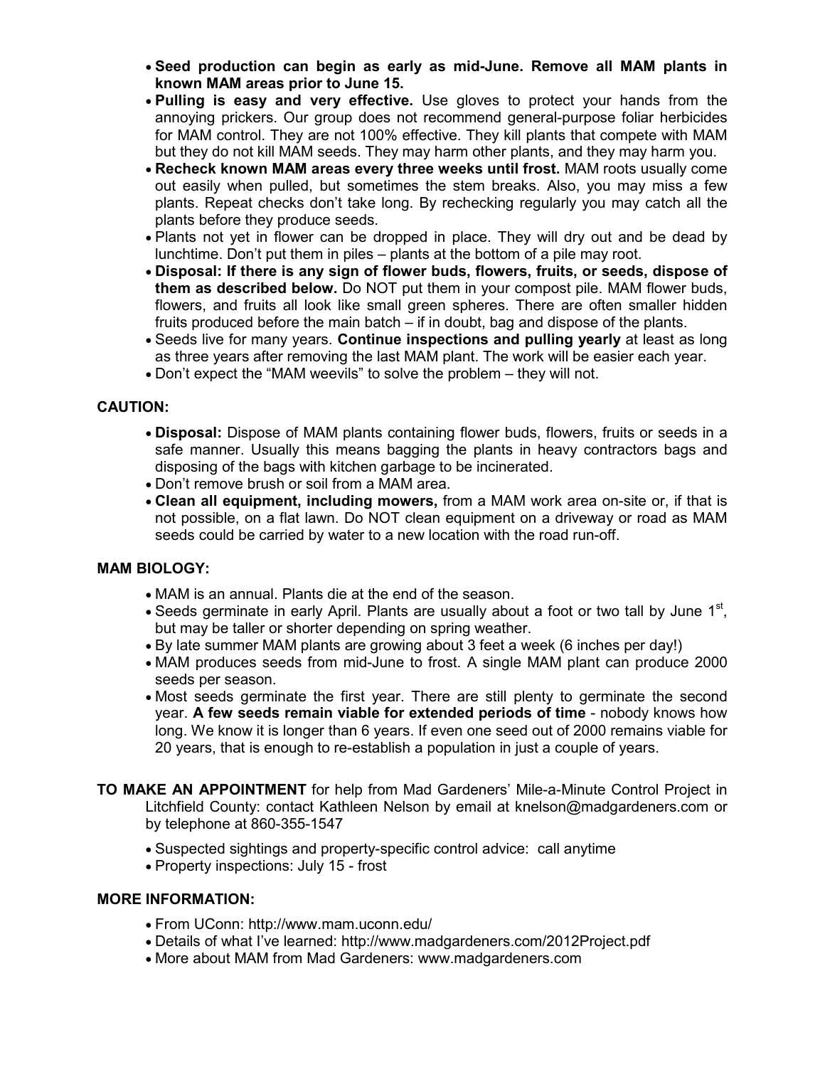- **Seed production can begin as early as mid-June. Remove all MAM plants in known MAM areas prior to June 15.**
- **Pulling is easy and very effective.** Use gloves to protect your hands from the annoying prickers. Our group does not recommend general-purpose foliar herbicides for MAM control. They are not 100% effective. They kill plants that compete with MAM but they do not kill MAM seeds. They may harm other plants, and they may harm you.
- **Recheck known MAM areas every three weeks until frost.** MAM roots usually come out easily when pulled, but sometimes the stem breaks. Also, you may miss a few plants. Repeat checks don't take long. By rechecking regularly you may catch all the plants before they produce seeds.
- Plants not yet in flower can be dropped in place. They will dry out and be dead by lunchtime. Don't put them in piles – plants at the bottom of a pile may root.
- **Disposal: If there is any sign of flower buds, flowers, fruits, or seeds, dispose of them as described below.** Do NOT put them in your compost pile. MAM flower buds, flowers, and fruits all look like small green spheres. There are often smaller hidden fruits produced before the main batch – if in doubt, bag and dispose of the plants.
- Seeds live for many years. **Continue inspections and pulling yearly** at least as long as three years after removing the last MAM plant. The work will be easier each year.
- Don't expect the "MAM weevils" to solve the problem – they will not.

**CAUTION:**

- **Disposal:** Dispose of MAM plants containing flower buds, flowers, fruits or seeds in a safe manner. Usually this means bagging the plants in heavy contractors bags and disposing of the bags with kitchen garbage to be incinerated.
- Don't remove brush or soil from a MAM area.
- **Clean all equipment, including mowers,** from a MAM work area on-site or, if that is not possible, on a flat lawn. Do NOT clean equipment on a driveway or road as MAM seeds could be carried by water to a new location with the road run-off.

**MAM BIOLOGY:**

- MAM is an annual. Plants die at the end of the season.
- Seeds germinate in early April. Plants are usually about a foot or two tall by June 1st, but may be taller or shorter depending on spring weather.
- By late summer MAM plants are growing about 3 feet a week (6 inches per day!)
- MAM produces seeds from mid-June to frost. A single MAM plant can produce 2000 seeds per season.
- Most seeds germinate the first year. There are still plenty to germinate the second year. **A few seeds remain viable for extended periods of time** - nobody knows how long. We know it is longer than 6 years. If even one seed out of 2000 remains viable for 20 years, that is enough to re-establish a population in just a couple of years.

**TO MAKE AN APPOINTMENT** for help from Mad Gardeners' Mile-a-Minute Control Project in Litchfield County: contact Kathleen Nelson by email at knelson@madgardeners.com or by telephone at 860-355-1547

- Suspected sightings and property-specific control advice: call anytime
- Property inspections: July 15 - frost

**MORE INFORMATION:**

- From UConn: http://www.mam.uconn.edu/
- Details of what I've learned: http://www.madgardeners.com/2012Project.pdf
- More about MAM from Mad Gardeners: www.madgardeners.com